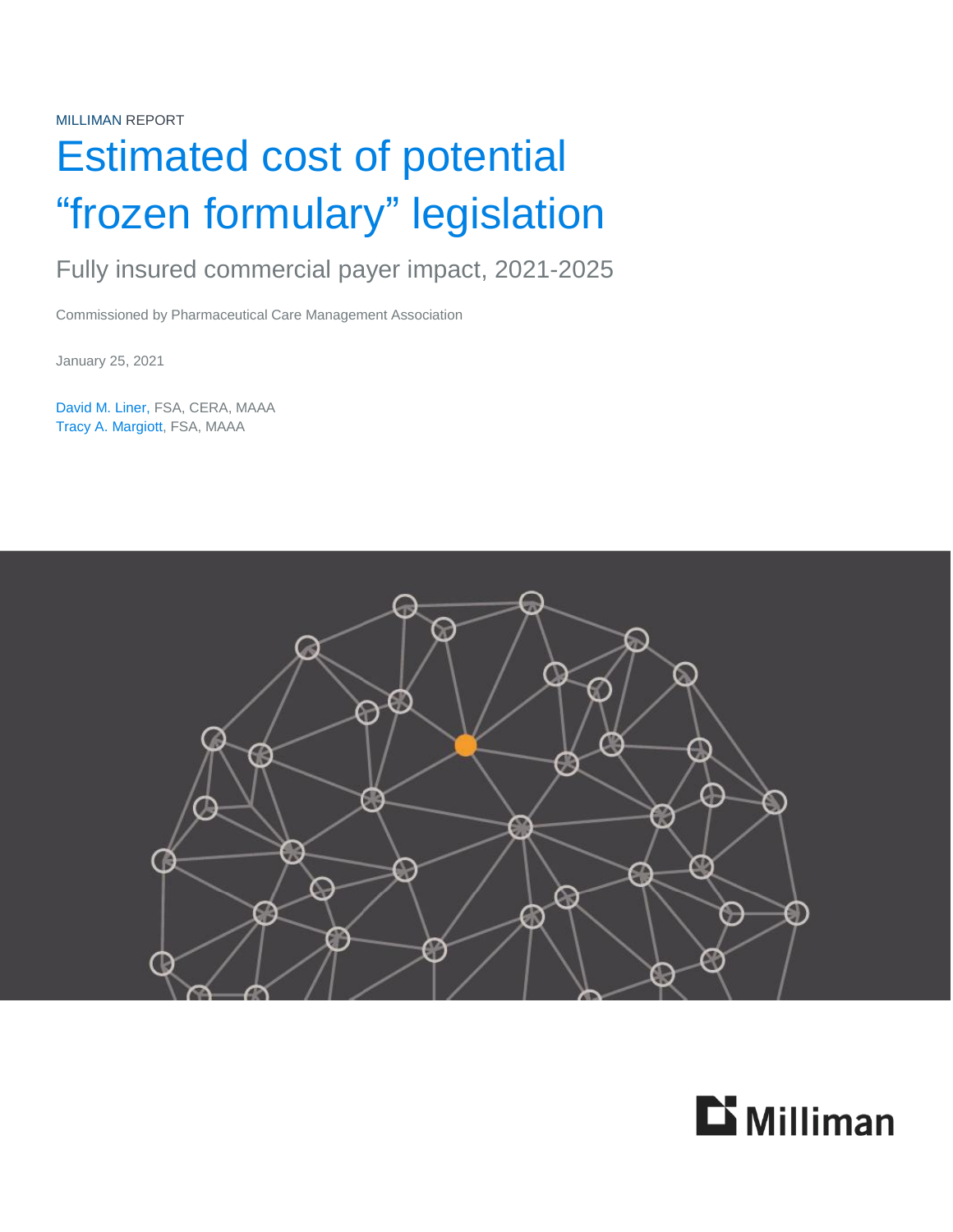MILLIMAN REPORT

# Estimated cost of potential "frozen formulary" legislation

## Fully insured commercial payer impact, 2021-2025

Commissioned by Pharmaceutical Care Management Association

January 25, 2021

David M. Liner, FSA, CERA, MAAA
Tracy A. Margiott, FSA, MAAA

Milliman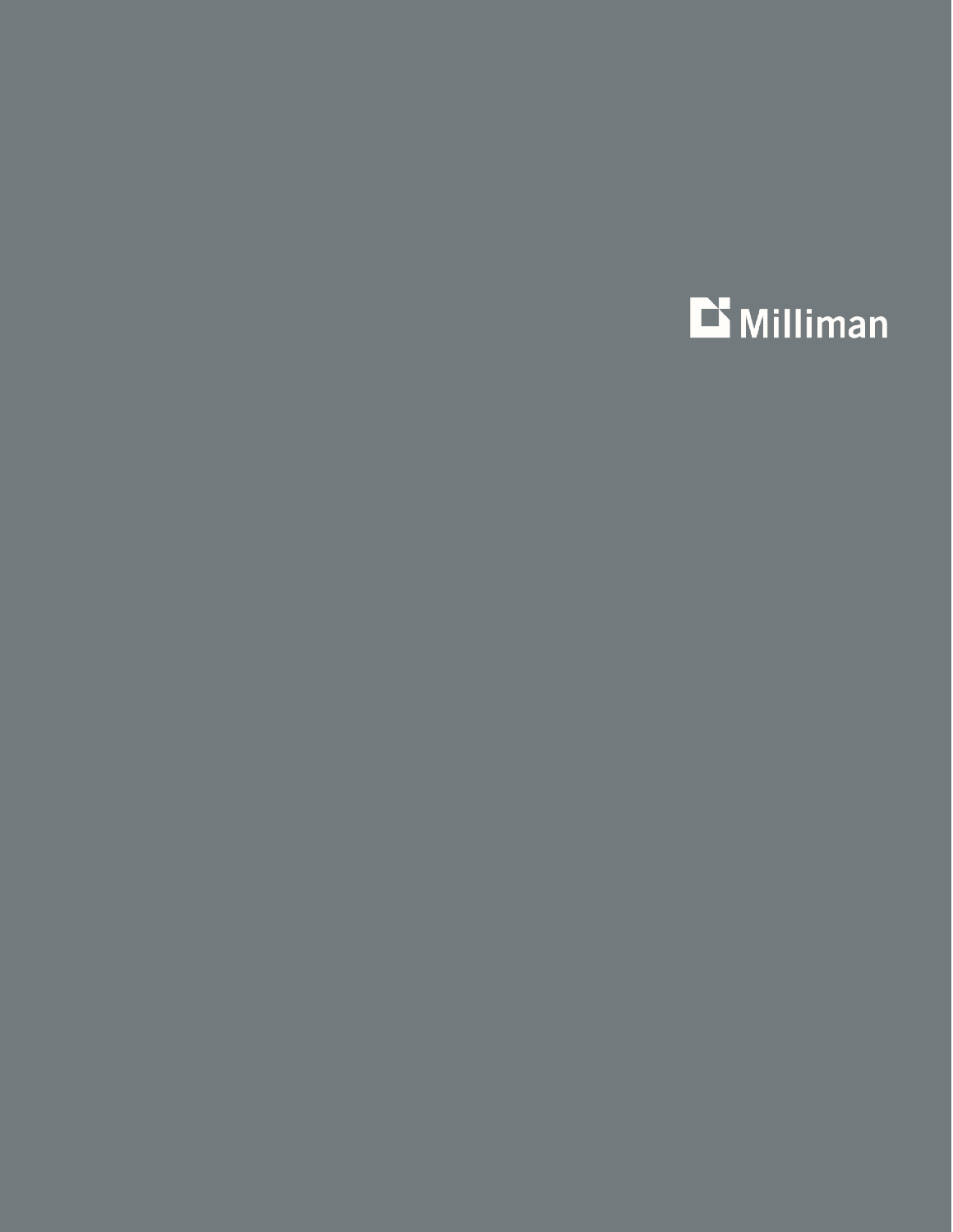Milliman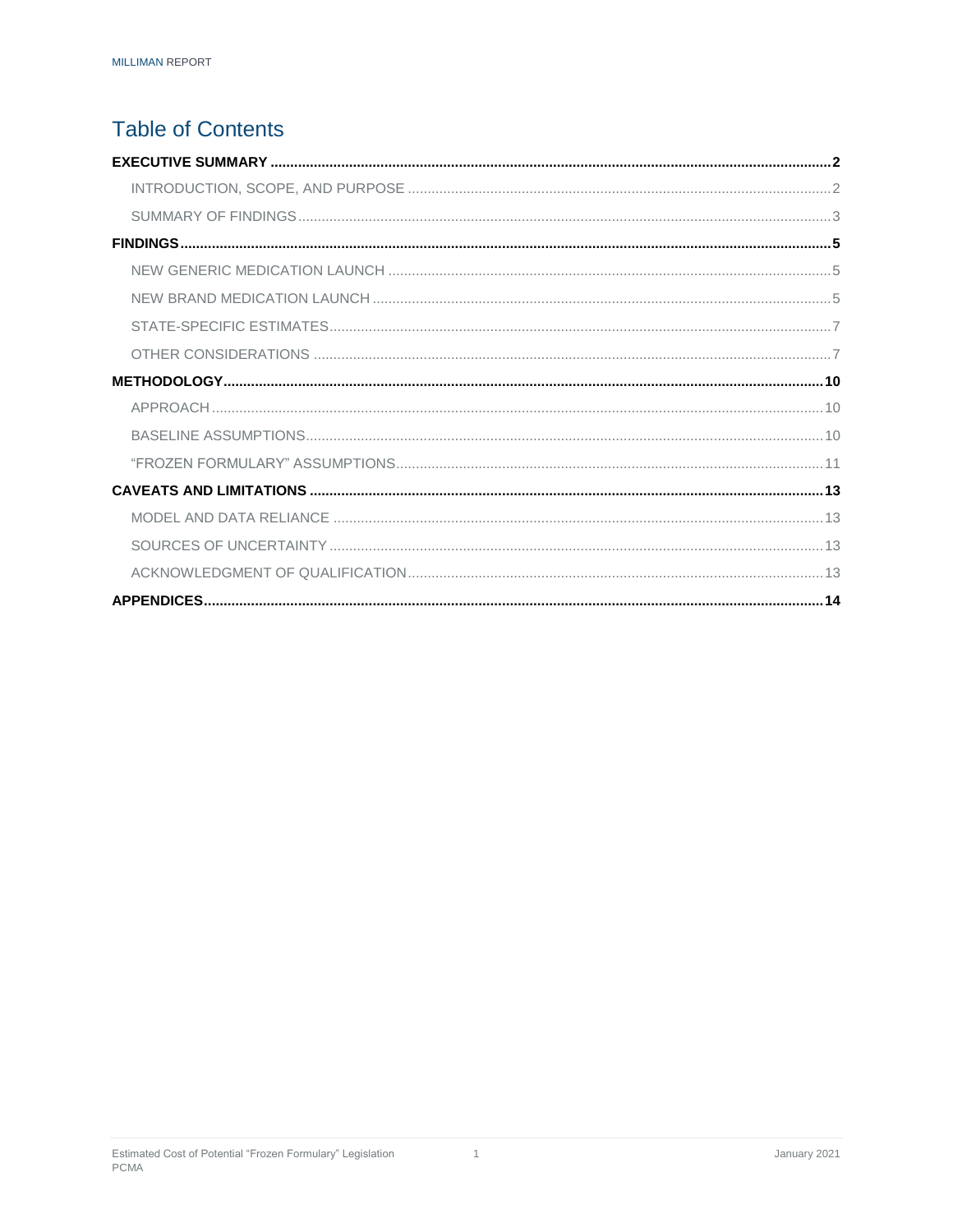# Table of Contents

**EXECUTIVE SUMMARY** .......... **2**

- INTRODUCTION, SCOPE, AND PURPOSE .......... 2
- SUMMARY OF FINDINGS .......... 3

**FINDINGS** .......... **5**

- NEW GENERIC MEDICATION LAUNCH .......... 5
- NEW BRAND MEDICATION LAUNCH .......... 5
- STATE-SPECIFIC ESTIMATES .......... 7
- OTHER CONSIDERATIONS .......... 7

**METHODOLOGY** .......... **10**

- APPROACH .......... 10
- BASELINE ASSUMPTIONS .......... 10
- "FROZEN FORMULARY" ASSUMPTIONS .......... 11

**CAVEATS AND LIMITATIONS** .......... **13**

- MODEL AND DATA RELIANCE .......... 13
- SOURCES OF UNCERTAINTY .......... 13
- ACKNOWLEDGMENT OF QUALIFICATION .......... 13

**APPENDICES** .......... **14**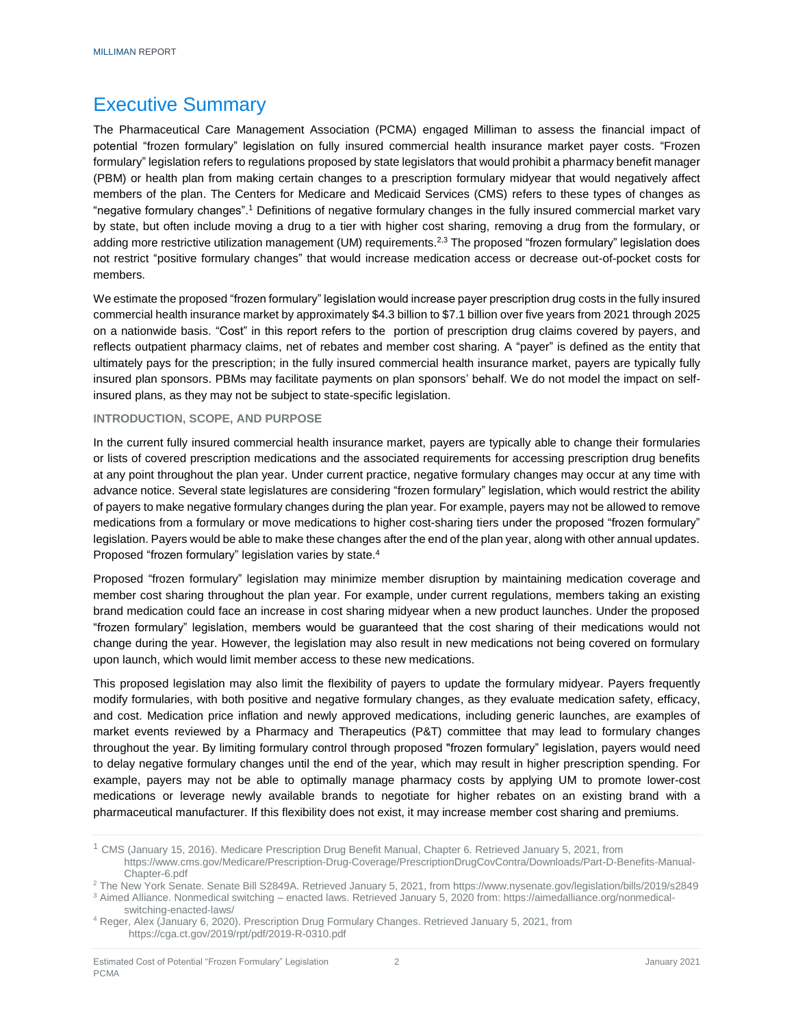# Executive Summary

The Pharmaceutical Care Management Association (PCMA) engaged Milliman to assess the financial impact of potential "frozen formulary" legislation on fully insured commercial health insurance market payer costs. "Frozen formulary" legislation refers to regulations proposed by state legislators that would prohibit a pharmacy benefit manager (PBM) or health plan from making certain changes to a prescription formulary midyear that would negatively affect members of the plan. The Centers for Medicare and Medicaid Services (CMS) refers to these types of changes as "negative formulary changes".[1] Definitions of negative formulary changes in the fully insured commercial market vary by state, but often include moving a drug to a tier with higher cost sharing, removing a drug from the formulary, or adding more restrictive utilization management (UM) requirements.[2,3] The proposed "frozen formulary" legislation does not restrict "positive formulary changes" that would increase medication access or decrease out-of-pocket costs for members.

We estimate the proposed "frozen formulary" legislation would increase payer prescription drug costs in the fully insured commercial health insurance market by approximately $4.3 billion to $7.1 billion over five years from 2021 through 2025 on a nationwide basis. "Cost" in this report refers to the portion of prescription drug claims covered by payers, and reflects outpatient pharmacy claims, net of rebates and member cost sharing. A "payer" is defined as the entity that ultimately pays for the prescription; in the fully insured commercial health insurance market, payers are typically fully insured plan sponsors. PBMs may facilitate payments on plan sponsors' behalf. We do not model the impact on self-insured plans, as they may not be subject to state-specific legislation.

### INTRODUCTION, SCOPE, AND PURPOSE

In the current fully insured commercial health insurance market, payers are typically able to change their formularies or lists of covered prescription medications and the associated requirements for accessing prescription drug benefits at any point throughout the plan year. Under current practice, negative formulary changes may occur at any time with advance notice. Several state legislatures are considering "frozen formulary" legislation, which would restrict the ability of payers to make negative formulary changes during the plan year. For example, payers may not be allowed to remove medications from a formulary or move medications to higher cost-sharing tiers under the proposed "frozen formulary" legislation. Payers would be able to make these changes after the end of the plan year, along with other annual updates. Proposed "frozen formulary" legislation varies by state.[4]

Proposed "frozen formulary" legislation may minimize member disruption by maintaining medication coverage and member cost sharing throughout the plan year. For example, under current regulations, members taking an existing brand medication could face an increase in cost sharing midyear when a new product launches. Under the proposed "frozen formulary" legislation, members would be guaranteed that the cost sharing of their medications would not change during the year. However, the legislation may also result in new medications not being covered on formulary upon launch, which would limit member access to these new medications.

This proposed legislation may also limit the flexibility of payers to update the formulary midyear. Payers frequently modify formularies, with both positive and negative formulary changes, as they evaluate medication safety, efficacy, and cost. Medication price inflation and newly approved medications, including generic launches, are examples of market events reviewed by a Pharmacy and Therapeutics (P&T) committee that may lead to formulary changes throughout the year. By limiting formulary control through proposed "frozen formulary" legislation, payers would need to delay negative formulary changes until the end of the year, which may result in higher prescription spending. For example, payers may not be able to optimally manage pharmacy costs by applying UM to promote lower-cost medications or leverage newly available brands to negotiate for higher rebates on an existing brand with a pharmaceutical manufacturer. If this flexibility does not exist, it may increase member cost sharing and premiums.

---

[1] CMS (January 15, 2016). Medicare Prescription Drug Benefit Manual, Chapter 6. Retrieved January 5, 2021, from https://www.cms.gov/Medicare/Prescription-Drug-Coverage/PrescriptionDrugCovContra/Downloads/Part-D-Benefits-Manual-Chapter-6.pdf

[2] The New York Senate. Senate Bill S2849A. Retrieved January 5, 2021, from https://www.nysenate.gov/legislation/bills/2019/s2849

[3] Aimed Alliance. Nonmedical switching – enacted laws. Retrieved January 5, 2020 from: https://aimedalliance.org/nonmedical-switching-enacted-laws/

[4] Reger, Alex (January 6, 2020). Prescription Drug Formulary Changes. Retrieved January 5, 2021, from https://cga.ct.gov/2019/rpt/pdf/2019-R-0310.pdf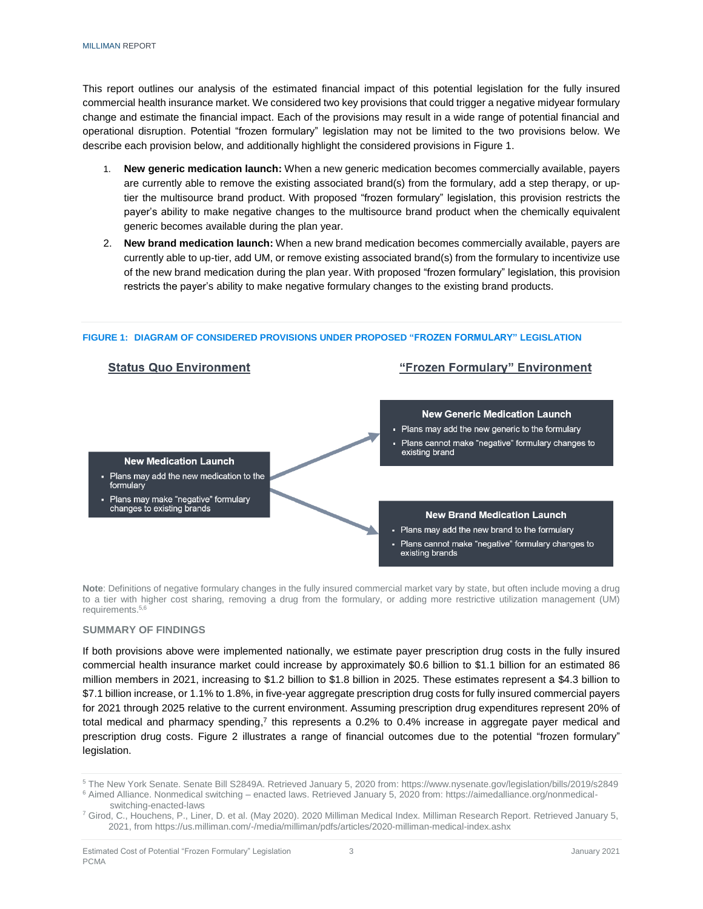This report outlines our analysis of the estimated financial impact of this potential legislation for the fully insured commercial health insurance market. We considered two key provisions that could trigger a negative midyear formulary change and estimate the financial impact. Each of the provisions may result in a wide range of potential financial and operational disruption. Potential "frozen formulary" legislation may not be limited to the two provisions below. We describe each provision below, and additionally highlight the considered provisions in Figure 1.

1. **New generic medication launch:** When a new generic medication becomes commercially available, payers are currently able to remove the existing associated brand(s) from the formulary, add a step therapy, or up-tier the multisource brand product. With proposed "frozen formulary" legislation, this provision restricts the payer's ability to make negative changes to the multisource brand product when the chemically equivalent generic becomes available during the plan year.
2. **New brand medication launch:** When a new brand medication becomes commercially available, payers are currently able to up-tier, add UM, or remove existing associated brand(s) from the formulary to incentivize use of the new brand medication during the plan year. With proposed "frozen formulary" legislation, this provision restricts the payer's ability to make negative formulary changes to the existing brand products.

**FIGURE 1: DIAGRAM OF CONSIDERED PROVISIONS UNDER PROPOSED "FROZEN FORMULARY" LEGISLATION**

**Status Quo Environment**

**New Medication Launch**
- Plans may add the new medication to the formulary
- Plans may make "negative" formulary changes to existing brands

**"Frozen Formulary" Environment**

**New Generic Medication Launch**
- Plans may add the new generic to the formulary
- Plans cannot make "negative" formulary changes to existing brand

**New Brand Medication Launch**
- Plans may add the new brand to the formulary
- Plans cannot make "negative" formulary changes to existing brands

**Note**: Definitions of negative formulary changes in the fully insured commercial market vary by state, but often include moving a drug to a tier with higher cost sharing, removing a drug from the formulary, or adding more restrictive utilization management (UM) requirements.[5,6]

### SUMMARY OF FINDINGS

If both provisions above were implemented nationally, we estimate payer prescription drug costs in the fully insured commercial health insurance market could increase by approximately $0.6 billion to $1.1 billion for an estimated 86 million members in 2021, increasing to $1.2 billion to $1.8 billion in 2025. These estimates represent a $4.3 billion to $7.1 billion increase, or 1.1% to 1.8%, in five-year aggregate prescription drug costs for fully insured commercial payers for 2021 through 2025 relative to the current environment. Assuming prescription drug expenditures represent 20% of total medical and pharmacy spending,[7] this represents a 0.2% to 0.4% increase in aggregate payer medical and prescription drug costs. Figure 2 illustrates a range of financial outcomes due to the potential "frozen formulary" legislation.

[5] The New York Senate. Senate Bill S2849A. Retrieved January 5, 2020 from: https://www.nysenate.gov/legislation/bills/2019/s2849

[6] Aimed Alliance. Nonmedical switching – enacted laws. Retrieved January 5, 2020 from: https://aimedalliance.org/nonmedical-switching-enacted-laws

[7] Girod, C., Houchens, P., Liner, D. et al. (May 2020). 2020 Milliman Medical Index. Milliman Research Report. Retrieved January 5, 2021, from https://us.milliman.com/-/media/milliman/pdfs/articles/2020-milliman-medical-index.ashx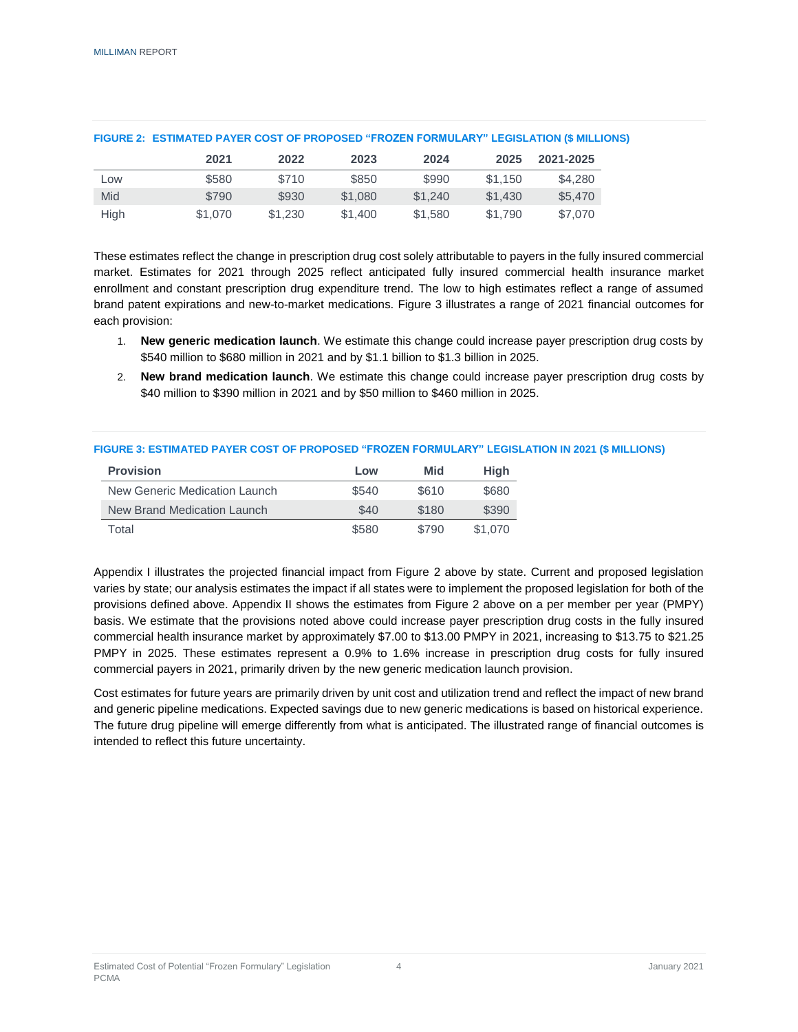**FIGURE 2: ESTIMATED PAYER COST OF PROPOSED "FROZEN FORMULARY" LEGISLATION ($ MILLIONS)**

| | 2021 | 2022 | 2023 | 2024 | 2025 | 2021-2025 |
|---|---|---|---|---|---|---|
| Low | $580 | $710 | $850 | $990 | $1,150 | $4,280 |
| Mid | $790 | $930 | $1,080 | $1,240 | $1,430 | $5,470 |
| High | $1,070 | $1,230 | $1,400 | $1,580 | $1,790 | $7,070 |

These estimates reflect the change in prescription drug cost solely attributable to payers in the fully insured commercial market. Estimates for 2021 through 2025 reflect anticipated fully insured commercial health insurance market enrollment and constant prescription drug expenditure trend. The low to high estimates reflect a range of assumed brand patent expirations and new-to-market medications. Figure 3 illustrates a range of 2021 financial outcomes for each provision:

1. **New generic medication launch**. We estimate this change could increase payer prescription drug costs by $540 million to $680 million in 2021 and by $1.1 billion to $1.3 billion in 2025.
2. **New brand medication launch**. We estimate this change could increase payer prescription drug costs by $40 million to $390 million in 2021 and by $50 million to $460 million in 2025.

**FIGURE 3: ESTIMATED PAYER COST OF PROPOSED "FROZEN FORMULARY" LEGISLATION IN 2021 ($ MILLIONS)**

| Provision | Low | Mid | High |
|---|---|---|---|
| New Generic Medication Launch | $540 | $610 | $680 |
| New Brand Medication Launch | $40 | $180 | $390 |
| Total | $580 | $790 | $1,070 |

Appendix I illustrates the projected financial impact from Figure 2 above by state. Current and proposed legislation varies by state; our analysis estimates the impact if all states were to implement the proposed legislation for both of the provisions defined above. Appendix II shows the estimates from Figure 2 above on a per member per year (PMPY) basis. We estimate that the provisions noted above could increase payer prescription drug costs in the fully insured commercial health insurance market by approximately $7.00 to $13.00 PMPY in 2021, increasing to $13.75 to $21.25 PMPY in 2025. These estimates represent a 0.9% to 1.6% increase in prescription drug costs for fully insured commercial payers in 2021, primarily driven by the new generic medication launch provision.

Cost estimates for future years are primarily driven by unit cost and utilization trend and reflect the impact of new brand and generic pipeline medications. Expected savings due to new generic medications is based on historical experience. The future drug pipeline will emerge differently from what is anticipated. The illustrated range of financial outcomes is intended to reflect this future uncertainty.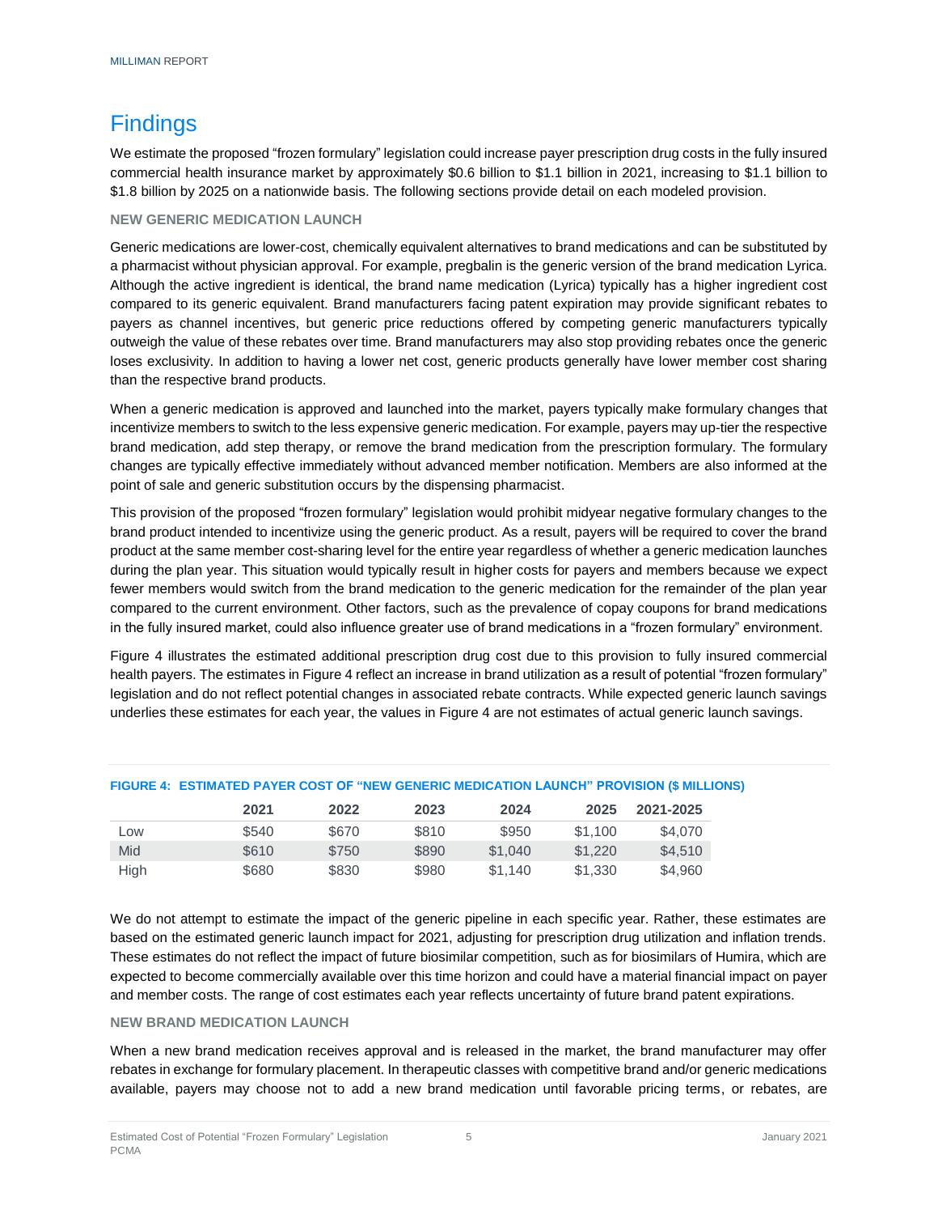# Findings

We estimate the proposed "frozen formulary" legislation could increase payer prescription drug costs in the fully insured commercial health insurance market by approximately $0.6 billion to $1.1 billion in 2021, increasing to $1.1 billion to $1.8 billion by 2025 on a nationwide basis. The following sections provide detail on each modeled provision.

### NEW GENERIC MEDICATION LAUNCH

Generic medications are lower-cost, chemically equivalent alternatives to brand medications and can be substituted by a pharmacist without physician approval. For example, pregbalin is the generic version of the brand medication Lyrica. Although the active ingredient is identical, the brand name medication (Lyrica) typically has a higher ingredient cost compared to its generic equivalent. Brand manufacturers facing patent expiration may provide significant rebates to payers as channel incentives, but generic price reductions offered by competing generic manufacturers typically outweigh the value of these rebates over time. Brand manufacturers may also stop providing rebates once the generic loses exclusivity. In addition to having a lower net cost, generic products generally have lower member cost sharing than the respective brand products.

When a generic medication is approved and launched into the market, payers typically make formulary changes that incentivize members to switch to the less expensive generic medication. For example, payers may up-tier the respective brand medication, add step therapy, or remove the brand medication from the prescription formulary. The formulary changes are typically effective immediately without advanced member notification. Members are also informed at the point of sale and generic substitution occurs by the dispensing pharmacist.

This provision of the proposed "frozen formulary" legislation would prohibit midyear negative formulary changes to the brand product intended to incentivize using the generic product. As a result, payers will be required to cover the brand product at the same member cost-sharing level for the entire year regardless of whether a generic medication launches during the plan year. This situation would typically result in higher costs for payers and members because we expect fewer members would switch from the brand medication to the generic medication for the remainder of the plan year compared to the current environment. Other factors, such as the prevalence of copay coupons for brand medications in the fully insured market, could also influence greater use of brand medications in a "frozen formulary" environment.

Figure 4 illustrates the estimated additional prescription drug cost due to this provision to fully insured commercial health payers. The estimates in Figure 4 reflect an increase in brand utilization as a result of potential "frozen formulary" legislation and do not reflect potential changes in associated rebate contracts. While expected generic launch savings underlies these estimates for each year, the values in Figure 4 are not estimates of actual generic launch savings.

**FIGURE 4: ESTIMATED PAYER COST OF "NEW GENERIC MEDICATION LAUNCH" PROVISION ($ MILLIONS)**

| | 2021 | 2022 | 2023 | 2024 | 2025 | 2021-2025 |
|---|---|---|---|---|---|---|
| Low | $540 | $670 | $810 | $950 | $1,100 | $4,070 |
| Mid | $610 | $750 | $890 | $1,040 | $1,220 | $4,510 |
| High | $680 | $830 | $980 | $1,140 | $1,330 | $4,960 |

We do not attempt to estimate the impact of the generic pipeline in each specific year. Rather, these estimates are based on the estimated generic launch impact for 2021, adjusting for prescription drug utilization and inflation trends. These estimates do not reflect the impact of future biosimilar competition, such as for biosimilars of Humira, which are expected to become commercially available over this time horizon and could have a material financial impact on payer and member costs. The range of cost estimates each year reflects uncertainty of future brand patent expirations.

### NEW BRAND MEDICATION LAUNCH

When a new brand medication receives approval and is released in the market, the brand manufacturer may offer rebates in exchange for formulary placement. In therapeutic classes with competitive brand and/or generic medications available, payers may choose not to add a new brand medication until favorable pricing terms, or rebates, are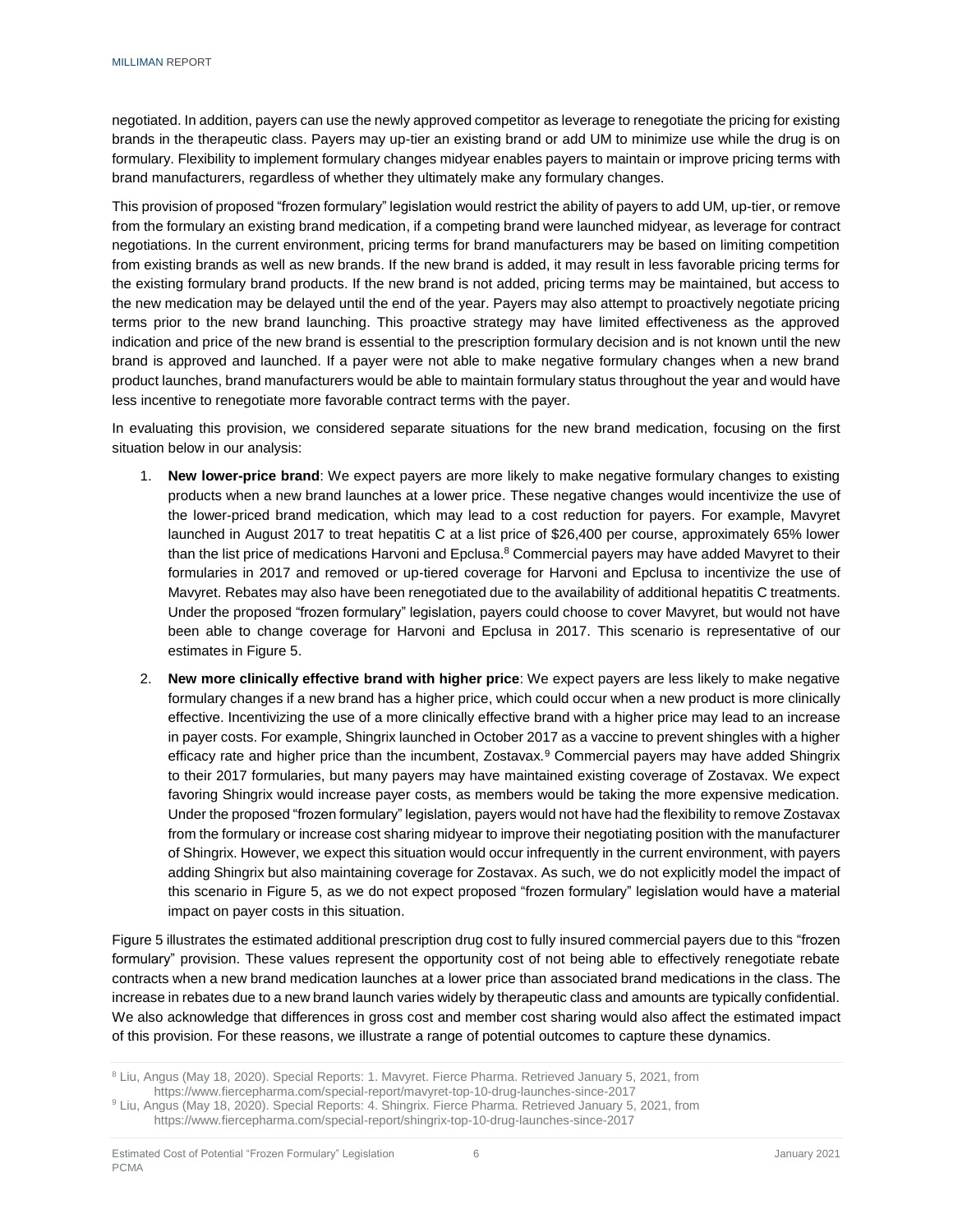negotiated. In addition, payers can use the newly approved competitor as leverage to renegotiate the pricing for existing brands in the therapeutic class. Payers may up-tier an existing brand or add UM to minimize use while the drug is on formulary. Flexibility to implement formulary changes midyear enables payers to maintain or improve pricing terms with brand manufacturers, regardless of whether they ultimately make any formulary changes.

This provision of proposed "frozen formulary" legislation would restrict the ability of payers to add UM, up-tier, or remove from the formulary an existing brand medication, if a competing brand were launched midyear, as leverage for contract negotiations. In the current environment, pricing terms for brand manufacturers may be based on limiting competition from existing brands as well as new brands. If the new brand is added, it may result in less favorable pricing terms for the existing formulary brand products. If the new brand is not added, pricing terms may be maintained, but access to the new medication may be delayed until the end of the year. Payers may also attempt to proactively negotiate pricing terms prior to the new brand launching. This proactive strategy may have limited effectiveness as the approved indication and price of the new brand is essential to the prescription formulary decision and is not known until the new brand is approved and launched. If a payer were not able to make negative formulary changes when a new brand product launches, brand manufacturers would be able to maintain formulary status throughout the year and would have less incentive to renegotiate more favorable contract terms with the payer.

In evaluating this provision, we considered separate situations for the new brand medication, focusing on the first situation below in our analysis:

1. **New lower-price brand**: We expect payers are more likely to make negative formulary changes to existing products when a new brand launches at a lower price. These negative changes would incentivize the use of the lower-priced brand medication, which may lead to a cost reduction for payers. For example, Mavyret launched in August 2017 to treat hepatitis C at a list price of $26,400 per course, approximately 65% lower than the list price of medications Harvoni and Epclusa.[8] Commercial payers may have added Mavyret to their formularies in 2017 and removed or up-tiered coverage for Harvoni and Epclusa to incentivize the use of Mavyret. Rebates may also have been renegotiated due to the availability of additional hepatitis C treatments. Under the proposed "frozen formulary" legislation, payers could choose to cover Mavyret, but would not have been able to change coverage for Harvoni and Epclusa in 2017. This scenario is representative of our estimates in Figure 5.

2. **New more clinically effective brand with higher price**: We expect payers are less likely to make negative formulary changes if a new brand has a higher price, which could occur when a new product is more clinically effective. Incentivizing the use of a more clinically effective brand with a higher price may lead to an increase in payer costs. For example, Shingrix launched in October 2017 as a vaccine to prevent shingles with a higher efficacy rate and higher price than the incumbent, Zostavax.[9] Commercial payers may have added Shingrix to their 2017 formularies, but many payers may have maintained existing coverage of Zostavax. We expect favoring Shingrix would increase payer costs, as members would be taking the more expensive medication. Under the proposed "frozen formulary" legislation, payers would not have had the flexibility to remove Zostavax from the formulary or increase cost sharing midyear to improve their negotiating position with the manufacturer of Shingrix. However, we expect this situation would occur infrequently in the current environment, with payers adding Shingrix but also maintaining coverage for Zostavax. As such, we do not explicitly model the impact of this scenario in Figure 5, as we do not expect proposed "frozen formulary" legislation would have a material impact on payer costs in this situation.

Figure 5 illustrates the estimated additional prescription drug cost to fully insured commercial payers due to this "frozen formulary" provision. These values represent the opportunity cost of not being able to effectively renegotiate rebate contracts when a new brand medication launches at a lower price than associated brand medications in the class. The increase in rebates due to a new brand launch varies widely by therapeutic class and amounts are typically confidential. We also acknowledge that differences in gross cost and member cost sharing would also affect the estimated impact of this provision. For these reasons, we illustrate a range of potential outcomes to capture these dynamics.

[8] Liu, Angus (May 18, 2020). Special Reports: 1. Mavyret. Fierce Pharma. Retrieved January 5, 2021, from https://www.fiercepharma.com/special-report/mavyret-top-10-drug-launches-since-2017

[9] Liu, Angus (May 18, 2020). Special Reports: 4. Shingrix. Fierce Pharma. Retrieved January 5, 2021, from https://www.fiercepharma.com/special-report/shingrix-top-10-drug-launches-since-2017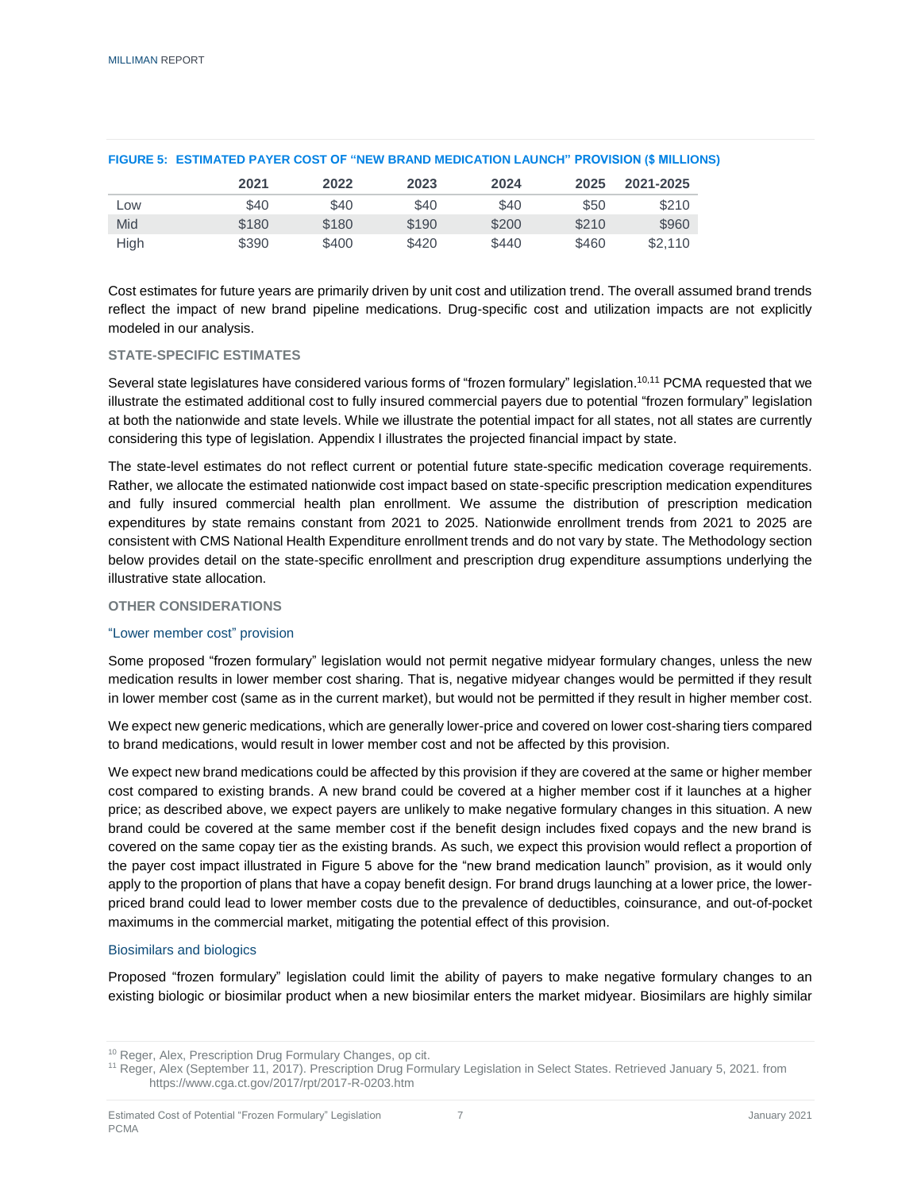**FIGURE 5: ESTIMATED PAYER COST OF "NEW BRAND MEDICATION LAUNCH" PROVISION ($ MILLIONS)**

| | 2021 | 2022 | 2023 | 2024 | 2025 | 2021-2025 |
|---|---|---|---|---|---|---|
| Low | $40 | $40 | $40 | $40 | $50 | $210 |
| Mid | $180 | $180 | $190 | $200 | $210 | $960 |
| High | $390 | $400 | $420 | $440 | $460 | $2,110 |

Cost estimates for future years are primarily driven by unit cost and utilization trend. The overall assumed brand trends reflect the impact of new brand pipeline medications. Drug-specific cost and utilization impacts are not explicitly modeled in our analysis.

### STATE-SPECIFIC ESTIMATES

Several state legislatures have considered various forms of "frozen formulary" legislation.[10,11] PCMA requested that we illustrate the estimated additional cost to fully insured commercial payers due to potential "frozen formulary" legislation at both the nationwide and state levels. While we illustrate the potential impact for all states, not all states are currently considering this type of legislation. Appendix I illustrates the projected financial impact by state.

The state-level estimates do not reflect current or potential future state-specific medication coverage requirements. Rather, we allocate the estimated nationwide cost impact based on state-specific prescription medication expenditures and fully insured commercial health plan enrollment. We assume the distribution of prescription medication expenditures by state remains constant from 2021 to 2025. Nationwide enrollment trends from 2021 to 2025 are consistent with CMS National Health Expenditure enrollment trends and do not vary by state. The Methodology section below provides detail on the state-specific enrollment and prescription drug expenditure assumptions underlying the illustrative state allocation.

### OTHER CONSIDERATIONS

#### "Lower member cost" provision

Some proposed "frozen formulary" legislation would not permit negative midyear formulary changes, unless the new medication results in lower member cost sharing. That is, negative midyear changes would be permitted if they result in lower member cost (same as in the current market), but would not be permitted if they result in higher member cost.

We expect new generic medications, which are generally lower-price and covered on lower cost-sharing tiers compared to brand medications, would result in lower member cost and not be affected by this provision.

We expect new brand medications could be affected by this provision if they are covered at the same or higher member cost compared to existing brands. A new brand could be covered at a higher member cost if it launches at a higher price; as described above, we expect payers are unlikely to make negative formulary changes in this situation. A new brand could be covered at the same member cost if the benefit design includes fixed copays and the new brand is covered on the same copay tier as the existing brands. As such, we expect this provision would reflect a proportion of the payer cost impact illustrated in Figure 5 above for the "new brand medication launch" provision, as it would only apply to the proportion of plans that have a copay benefit design. For brand drugs launching at a lower price, the lower-priced brand could lead to lower member costs due to the prevalence of deductibles, coinsurance, and out-of-pocket maximums in the commercial market, mitigating the potential effect of this provision.

#### Biosimilars and biologics

Proposed "frozen formulary" legislation could limit the ability of payers to make negative formulary changes to an existing biologic or biosimilar product when a new biosimilar enters the market midyear. Biosimilars are highly similar

[10] Reger, Alex, Prescription Drug Formulary Changes, op cit.

[11] Reger, Alex (September 11, 2017). Prescription Drug Formulary Legislation in Select States. Retrieved January 5, 2021. from https://www.cga.ct.gov/2017/rpt/2017-R-0203.htm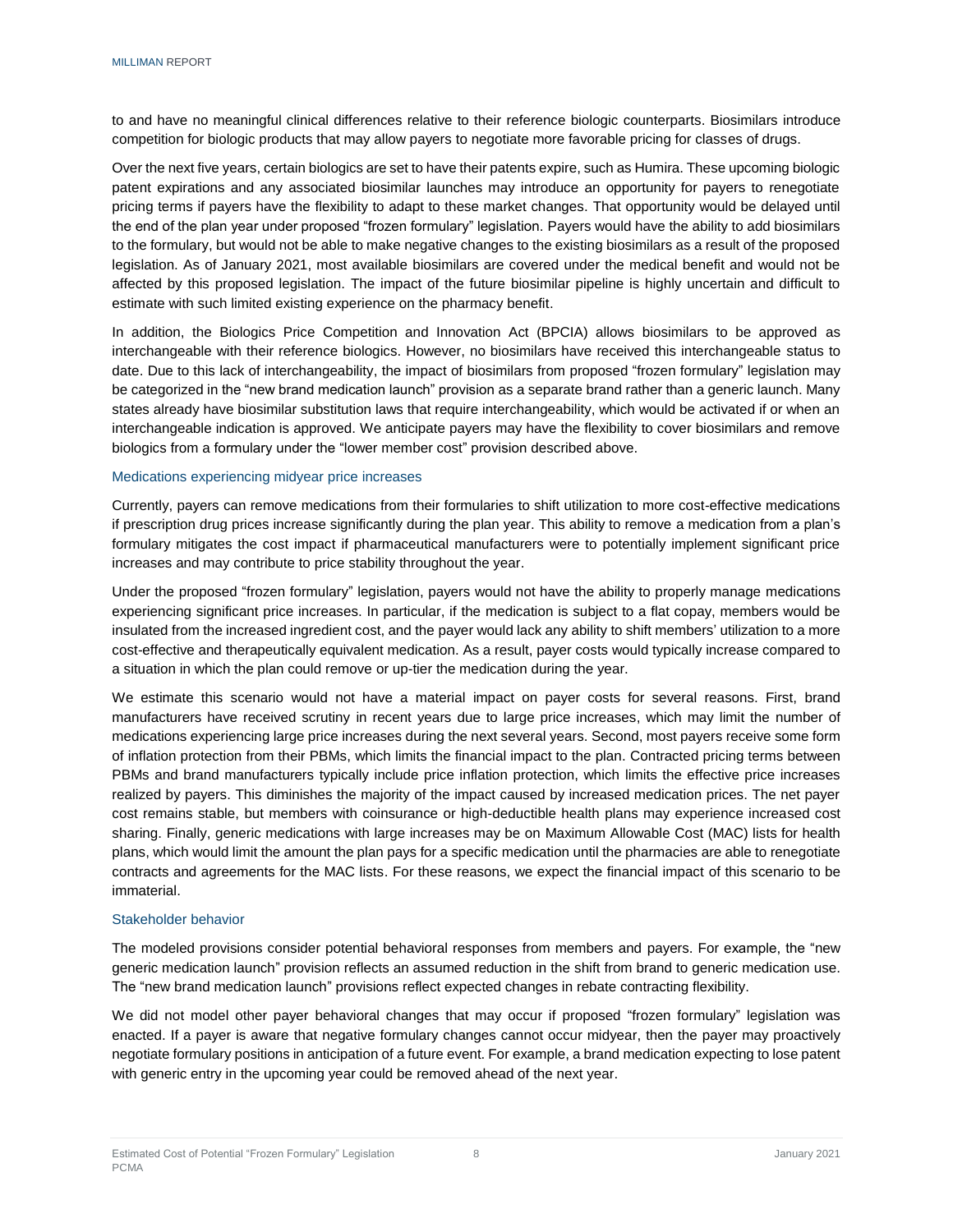to and have no meaningful clinical differences relative to their reference biologic counterparts. Biosimilars introduce competition for biologic products that may allow payers to negotiate more favorable pricing for classes of drugs.

Over the next five years, certain biologics are set to have their patents expire, such as Humira. These upcoming biologic patent expirations and any associated biosimilar launches may introduce an opportunity for payers to renegotiate pricing terms if payers have the flexibility to adapt to these market changes. That opportunity would be delayed until the end of the plan year under proposed "frozen formulary" legislation. Payers would have the ability to add biosimilars to the formulary, but would not be able to make negative changes to the existing biosimilars as a result of the proposed legislation. As of January 2021, most available biosimilars are covered under the medical benefit and would not be affected by this proposed legislation. The impact of the future biosimilar pipeline is highly uncertain and difficult to estimate with such limited existing experience on the pharmacy benefit.

In addition, the Biologics Price Competition and Innovation Act (BPCIA) allows biosimilars to be approved as interchangeable with their reference biologics. However, no biosimilars have received this interchangeable status to date. Due to this lack of interchangeability, the impact of biosimilars from proposed "frozen formulary" legislation may be categorized in the "new brand medication launch" provision as a separate brand rather than a generic launch. Many states already have biosimilar substitution laws that require interchangeability, which would be activated if or when an interchangeable indication is approved. We anticipate payers may have the flexibility to cover biosimilars and remove biologics from a formulary under the "lower member cost" provision described above.

### Medications experiencing midyear price increases

Currently, payers can remove medications from their formularies to shift utilization to more cost-effective medications if prescription drug prices increase significantly during the plan year. This ability to remove a medication from a plan's formulary mitigates the cost impact if pharmaceutical manufacturers were to potentially implement significant price increases and may contribute to price stability throughout the year.

Under the proposed "frozen formulary" legislation, payers would not have the ability to properly manage medications experiencing significant price increases. In particular, if the medication is subject to a flat copay, members would be insulated from the increased ingredient cost, and the payer would lack any ability to shift members' utilization to a more cost-effective and therapeutically equivalent medication. As a result, payer costs would typically increase compared to a situation in which the plan could remove or up-tier the medication during the year.

We estimate this scenario would not have a material impact on payer costs for several reasons. First, brand manufacturers have received scrutiny in recent years due to large price increases, which may limit the number of medications experiencing large price increases during the next several years. Second, most payers receive some form of inflation protection from their PBMs, which limits the financial impact to the plan. Contracted pricing terms between PBMs and brand manufacturers typically include price inflation protection, which limits the effective price increases realized by payers. This diminishes the majority of the impact caused by increased medication prices. The net payer cost remains stable, but members with coinsurance or high-deductible health plans may experience increased cost sharing. Finally, generic medications with large increases may be on Maximum Allowable Cost (MAC) lists for health plans, which would limit the amount the plan pays for a specific medication until the pharmacies are able to renegotiate contracts and agreements for the MAC lists. For these reasons, we expect the financial impact of this scenario to be immaterial.

### Stakeholder behavior

The modeled provisions consider potential behavioral responses from members and payers. For example, the "new generic medication launch" provision reflects an assumed reduction in the shift from brand to generic medication use. The "new brand medication launch" provisions reflect expected changes in rebate contracting flexibility.

We did not model other payer behavioral changes that may occur if proposed "frozen formulary" legislation was enacted. If a payer is aware that negative formulary changes cannot occur midyear, then the payer may proactively negotiate formulary positions in anticipation of a future event. For example, a brand medication expecting to lose patent with generic entry in the upcoming year could be removed ahead of the next year.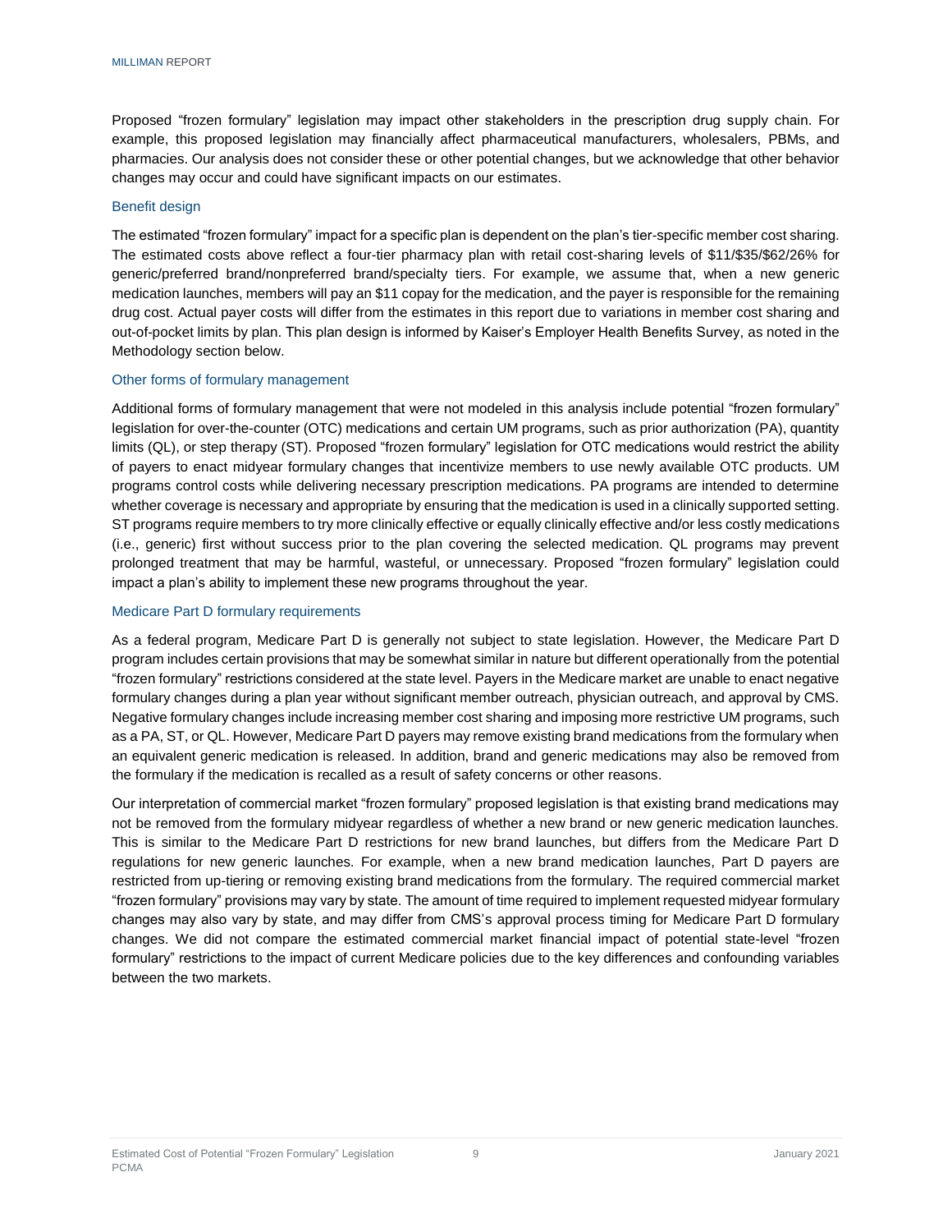Proposed “frozen formulary” legislation may impact other stakeholders in the prescription drug supply chain. For example, this proposed legislation may financially affect pharmaceutical manufacturers, wholesalers, PBMs, and pharmacies. Our analysis does not consider these or other potential changes, but we acknowledge that other behavior changes may occur and could have significant impacts on our estimates.

### Benefit design

The estimated “frozen formulary” impact for a specific plan is dependent on the plan’s tier-specific member cost sharing. The estimated costs above reflect a four-tier pharmacy plan with retail cost-sharing levels of $11/$35/$62/26% for generic/preferred brand/nonpreferred brand/specialty tiers. For example, we assume that, when a new generic medication launches, members will pay an $11 copay for the medication, and the payer is responsible for the remaining drug cost. Actual payer costs will differ from the estimates in this report due to variations in member cost sharing and out-of-pocket limits by plan. This plan design is informed by Kaiser’s Employer Health Benefits Survey, as noted in the Methodology section below.

### Other forms of formulary management

Additional forms of formulary management that were not modeled in this analysis include potential “frozen formulary” legislation for over-the-counter (OTC) medications and certain UM programs, such as prior authorization (PA), quantity limits (QL), or step therapy (ST). Proposed “frozen formulary” legislation for OTC medications would restrict the ability of payers to enact midyear formulary changes that incentivize members to use newly available OTC products. UM programs control costs while delivering necessary prescription medications. PA programs are intended to determine whether coverage is necessary and appropriate by ensuring that the medication is used in a clinically supported setting. ST programs require members to try more clinically effective or equally clinically effective and/or less costly medications (i.e., generic) first without success prior to the plan covering the selected medication. QL programs may prevent prolonged treatment that may be harmful, wasteful, or unnecessary. Proposed “frozen formulary” legislation could impact a plan’s ability to implement these new programs throughout the year.

### Medicare Part D formulary requirements

As a federal program, Medicare Part D is generally not subject to state legislation. However, the Medicare Part D program includes certain provisions that may be somewhat similar in nature but different operationally from the potential “frozen formulary” restrictions considered at the state level. Payers in the Medicare market are unable to enact negative formulary changes during a plan year without significant member outreach, physician outreach, and approval by CMS. Negative formulary changes include increasing member cost sharing and imposing more restrictive UM programs, such as a PA, ST, or QL. However, Medicare Part D payers may remove existing brand medications from the formulary when an equivalent generic medication is released. In addition, brand and generic medications may also be removed from the formulary if the medication is recalled as a result of safety concerns or other reasons.

Our interpretation of commercial market “frozen formulary” proposed legislation is that existing brand medications may not be removed from the formulary midyear regardless of whether a new brand or new generic medication launches. This is similar to the Medicare Part D restrictions for new brand launches, but differs from the Medicare Part D regulations for new generic launches. For example, when a new brand medication launches, Part D payers are restricted from up-tiering or removing existing brand medications from the formulary. The required commercial market “frozen formulary” provisions may vary by state. The amount of time required to implement requested midyear formulary changes may also vary by state, and may differ from CMS’s approval process timing for Medicare Part D formulary changes. We did not compare the estimated commercial market financial impact of potential state-level “frozen formulary” restrictions to the impact of current Medicare policies due to the key differences and confounding variables between the two markets.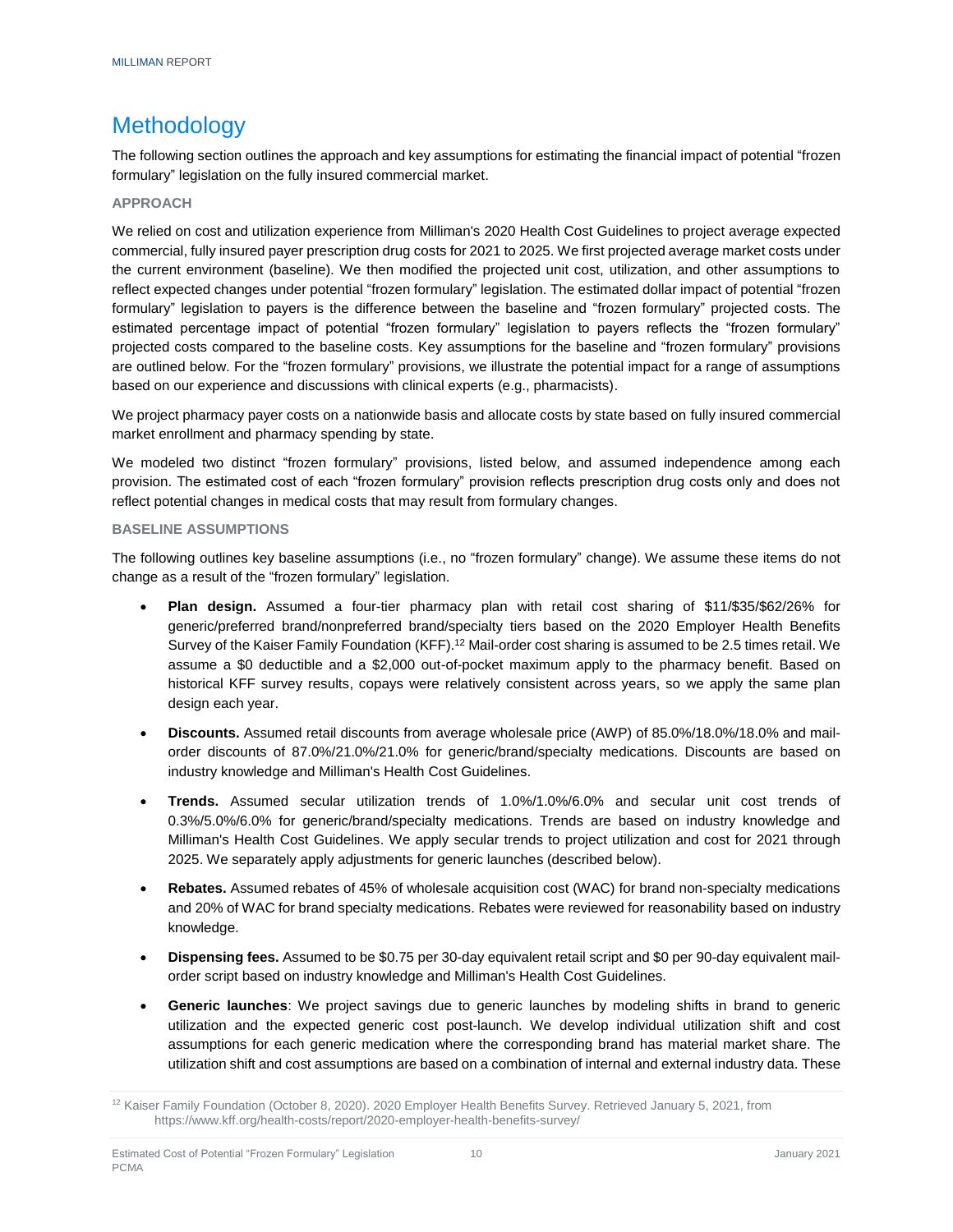# Methodology

The following section outlines the approach and key assumptions for estimating the financial impact of potential "frozen formulary" legislation on the fully insured commercial market.

### APPROACH

We relied on cost and utilization experience from Milliman's 2020 Health Cost Guidelines to project average expected commercial, fully insured payer prescription drug costs for 2021 to 2025. We first projected average market costs under the current environment (baseline). We then modified the projected unit cost, utilization, and other assumptions to reflect expected changes under potential "frozen formulary" legislation. The estimated dollar impact of potential "frozen formulary" legislation to payers is the difference between the baseline and "frozen formulary" projected costs. The estimated percentage impact of potential "frozen formulary" legislation to payers reflects the "frozen formulary" projected costs compared to the baseline costs. Key assumptions for the baseline and "frozen formulary" provisions are outlined below. For the "frozen formulary" provisions, we illustrate the potential impact for a range of assumptions based on our experience and discussions with clinical experts (e.g., pharmacists).

We project pharmacy payer costs on a nationwide basis and allocate costs by state based on fully insured commercial market enrollment and pharmacy spending by state.

We modeled two distinct "frozen formulary" provisions, listed below, and assumed independence among each provision. The estimated cost of each "frozen formulary" provision reflects prescription drug costs only and does not reflect potential changes in medical costs that may result from formulary changes.

### BASELINE ASSUMPTIONS

The following outlines key baseline assumptions (i.e., no "frozen formulary" change). We assume these items do not change as a result of the "frozen formulary" legislation.

- **Plan design.** Assumed a four-tier pharmacy plan with retail cost sharing of $11/$35/$62/26% for generic/preferred brand/nonpreferred brand/specialty tiers based on the 2020 Employer Health Benefits Survey of the Kaiser Family Foundation (KFF).[12] Mail-order cost sharing is assumed to be 2.5 times retail. We assume a $0 deductible and a $2,000 out-of-pocket maximum apply to the pharmacy benefit. Based on historical KFF survey results, copays were relatively consistent across years, so we apply the same plan design each year.

- **Discounts.** Assumed retail discounts from average wholesale price (AWP) of 85.0%/18.0%/18.0% and mail-order discounts of 87.0%/21.0%/21.0% for generic/brand/specialty medications. Discounts are based on industry knowledge and Milliman's Health Cost Guidelines.

- **Trends.** Assumed secular utilization trends of 1.0%/1.0%/6.0% and secular unit cost trends of 0.3%/5.0%/6.0% for generic/brand/specialty medications. Trends are based on industry knowledge and Milliman's Health Cost Guidelines. We apply secular trends to project utilization and cost for 2021 through 2025. We separately apply adjustments for generic launches (described below).

- **Rebates.** Assumed rebates of 45% of wholesale acquisition cost (WAC) for brand non-specialty medications and 20% of WAC for brand specialty medications. Rebates were reviewed for reasonability based on industry knowledge.

- **Dispensing fees.** Assumed to be $0.75 per 30-day equivalent retail script and $0 per 90-day equivalent mail-order script based on industry knowledge and Milliman's Health Cost Guidelines.

- **Generic launches**: We project savings due to generic launches by modeling shifts in brand to generic utilization and the expected generic cost post-launch. We develop individual utilization shift and cost assumptions for each generic medication where the corresponding brand has material market share. The utilization shift and cost assumptions are based on a combination of internal and external industry data. These

[12] Kaiser Family Foundation (October 8, 2020). 2020 Employer Health Benefits Survey. Retrieved January 5, 2021, from https://www.kff.org/health-costs/report/2020-employer-health-benefits-survey/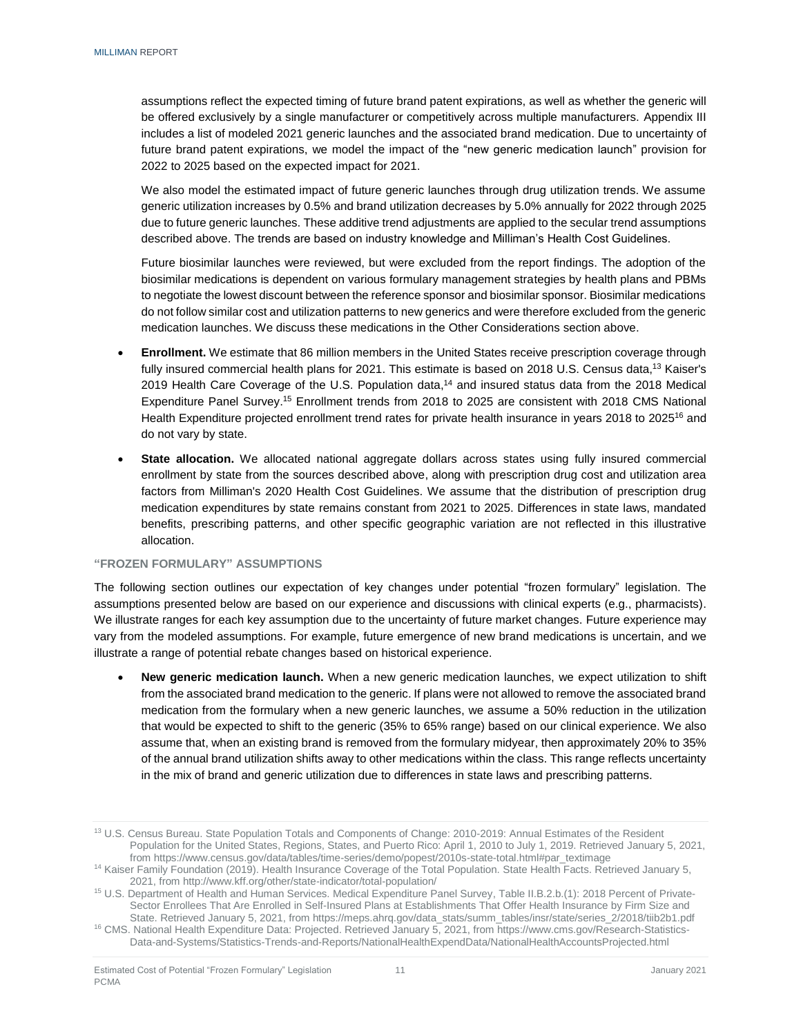assumptions reflect the expected timing of future brand patent expirations, as well as whether the generic will be offered exclusively by a single manufacturer or competitively across multiple manufacturers. Appendix III includes a list of modeled 2021 generic launches and the associated brand medication. Due to uncertainty of future brand patent expirations, we model the impact of the "new generic medication launch" provision for 2022 to 2025 based on the expected impact for 2021.

We also model the estimated impact of future generic launches through drug utilization trends. We assume generic utilization increases by 0.5% and brand utilization decreases by 5.0% annually for 2022 through 2025 due to future generic launches. These additive trend adjustments are applied to the secular trend assumptions described above. The trends are based on industry knowledge and Milliman's Health Cost Guidelines.

Future biosimilar launches were reviewed, but were excluded from the report findings. The adoption of the biosimilar medications is dependent on various formulary management strategies by health plans and PBMs to negotiate the lowest discount between the reference sponsor and biosimilar sponsor. Biosimilar medications do not follow similar cost and utilization patterns to new generics and were therefore excluded from the generic medication launches. We discuss these medications in the Other Considerations section above.

- **Enrollment.** We estimate that 86 million members in the United States receive prescription coverage through fully insured commercial health plans for 2021. This estimate is based on 2018 U.S. Census data,[13] Kaiser's 2019 Health Care Coverage of the U.S. Population data,[14] and insured status data from the 2018 Medical Expenditure Panel Survey.[15] Enrollment trends from 2018 to 2025 are consistent with 2018 CMS National Health Expenditure projected enrollment trend rates for private health insurance in years 2018 to 2025[16] and do not vary by state.

- **State allocation.** We allocated national aggregate dollars across states using fully insured commercial enrollment by state from the sources described above, along with prescription drug cost and utilization area factors from Milliman's 2020 Health Cost Guidelines. We assume that the distribution of prescription drug medication expenditures by state remains constant from 2021 to 2025. Differences in state laws, mandated benefits, prescribing patterns, and other specific geographic variation are not reflected in this illustrative allocation.

### "FROZEN FORMULARY" ASSUMPTIONS

The following section outlines our expectation of key changes under potential "frozen formulary" legislation. The assumptions presented below are based on our experience and discussions with clinical experts (e.g., pharmacists). We illustrate ranges for each key assumption due to the uncertainty of future market changes. Future experience may vary from the modeled assumptions. For example, future emergence of new brand medications is uncertain, and we illustrate a range of potential rebate changes based on historical experience.

- **New generic medication launch.** When a new generic medication launches, we expect utilization to shift from the associated brand medication to the generic. If plans were not allowed to remove the associated brand medication from the formulary when a new generic launches, we assume a 50% reduction in the utilization that would be expected to shift to the generic (35% to 65% range) based on our clinical experience. We also assume that, when an existing brand is removed from the formulary midyear, then approximately 20% to 35% of the annual brand utilization shifts away to other medications within the class. This range reflects uncertainty in the mix of brand and generic utilization due to differences in state laws and prescribing patterns.

---

[13] U.S. Census Bureau. State Population Totals and Components of Change: 2010-2019: Annual Estimates of the Resident Population for the United States, Regions, States, and Puerto Rico: April 1, 2010 to July 1, 2019. Retrieved January 5, 2021, from https://www.census.gov/data/tables/time-series/demo/popest/2010s-state-total.html#par_textimage

[14] Kaiser Family Foundation (2019). Health Insurance Coverage of the Total Population. State Health Facts. Retrieved January 5, 2021, from http://www.kff.org/other/state-indicator/total-population/

[15] U.S. Department of Health and Human Services. Medical Expenditure Panel Survey, Table II.B.2.b.(1): 2018 Percent of Private-Sector Enrollees That Are Enrolled in Self-Insured Plans at Establishments That Offer Health Insurance by Firm Size and State. Retrieved January 5, 2021, from https://meps.ahrq.gov/data_stats/summ_tables/insr/state/series_2/2018/tiib2b1.pdf

[16] CMS. National Health Expenditure Data: Projected. Retrieved January 5, 2021, from https://www.cms.gov/Research-Statistics-Data-and-Systems/Statistics-Trends-and-Reports/NationalHealthExpendData/NationalHealthAccountsProjected.html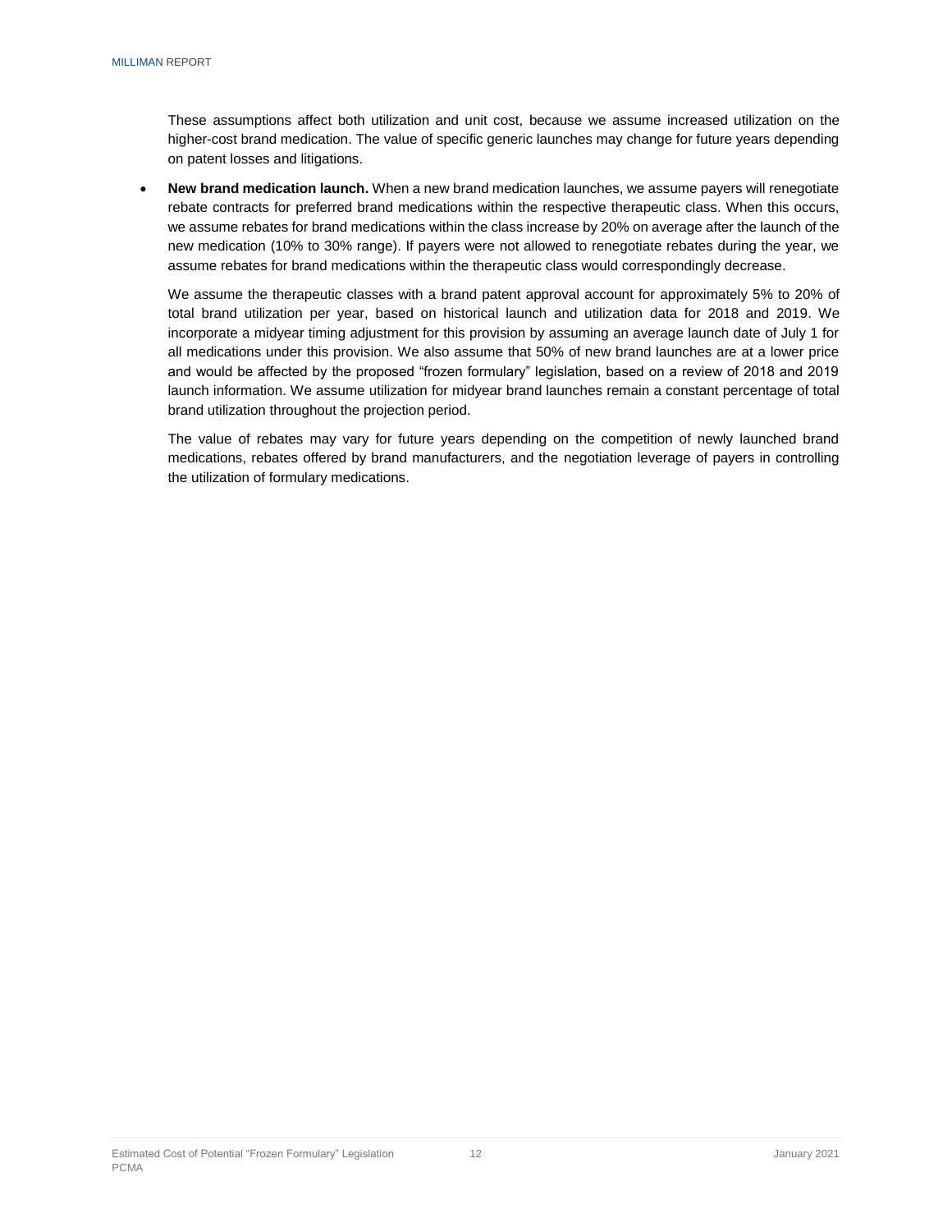These assumptions affect both utilization and unit cost, because we assume increased utilization on the higher-cost brand medication. The value of specific generic launches may change for future years depending on patent losses and litigations.

- **New brand medication launch.** When a new brand medication launches, we assume payers will renegotiate rebate contracts for preferred brand medications within the respective therapeutic class. When this occurs, we assume rebates for brand medications within the class increase by 20% on average after the launch of the new medication (10% to 30% range). If payers were not allowed to renegotiate rebates during the year, we assume rebates for brand medications within the therapeutic class would correspondingly decrease.

  We assume the therapeutic classes with a brand patent approval account for approximately 5% to 20% of total brand utilization per year, based on historical launch and utilization data for 2018 and 2019. We incorporate a midyear timing adjustment for this provision by assuming an average launch date of July 1 for all medications under this provision. We also assume that 50% of new brand launches are at a lower price and would be affected by the proposed "frozen formulary" legislation, based on a review of 2018 and 2019 launch information. We assume utilization for midyear brand launches remain a constant percentage of total brand utilization throughout the projection period.

  The value of rebates may vary for future years depending on the competition of newly launched brand medications, rebates offered by brand manufacturers, and the negotiation leverage of payers in controlling the utilization of formulary medications.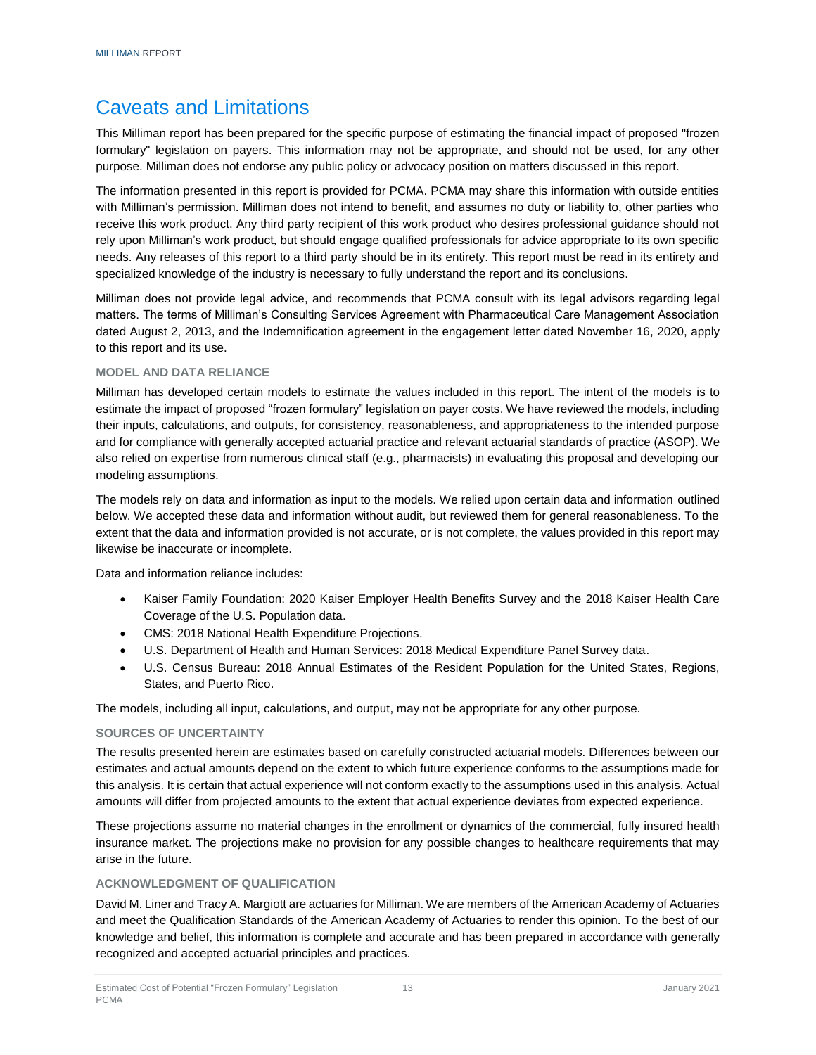# Caveats and Limitations

This Milliman report has been prepared for the specific purpose of estimating the financial impact of proposed "frozen formulary" legislation on payers. This information may not be appropriate, and should not be used, for any other purpose. Milliman does not endorse any public policy or advocacy position on matters discussed in this report.

The information presented in this report is provided for PCMA. PCMA may share this information with outside entities with Milliman's permission. Milliman does not intend to benefit, and assumes no duty or liability to, other parties who receive this work product. Any third party recipient of this work product who desires professional guidance should not rely upon Milliman's work product, but should engage qualified professionals for advice appropriate to its own specific needs. Any releases of this report to a third party should be in its entirety. This report must be read in its entirety and specialized knowledge of the industry is necessary to fully understand the report and its conclusions.

Milliman does not provide legal advice, and recommends that PCMA consult with its legal advisors regarding legal matters. The terms of Milliman's Consulting Services Agreement with Pharmaceutical Care Management Association dated August 2, 2013, and the Indemnification agreement in the engagement letter dated November 16, 2020, apply to this report and its use.

### MODEL AND DATA RELIANCE

Milliman has developed certain models to estimate the values included in this report. The intent of the models is to estimate the impact of proposed "frozen formulary" legislation on payer costs. We have reviewed the models, including their inputs, calculations, and outputs, for consistency, reasonableness, and appropriateness to the intended purpose and for compliance with generally accepted actuarial practice and relevant actuarial standards of practice (ASOP). We also relied on expertise from numerous clinical staff (e.g., pharmacists) in evaluating this proposal and developing our modeling assumptions.

The models rely on data and information as input to the models. We relied upon certain data and information outlined below. We accepted these data and information without audit, but reviewed them for general reasonableness. To the extent that the data and information provided is not accurate, or is not complete, the values provided in this report may likewise be inaccurate or incomplete.

Data and information reliance includes:

- Kaiser Family Foundation: 2020 Kaiser Employer Health Benefits Survey and the 2018 Kaiser Health Care Coverage of the U.S. Population data.
- CMS: 2018 National Health Expenditure Projections.
- U.S. Department of Health and Human Services: 2018 Medical Expenditure Panel Survey data.
- U.S. Census Bureau: 2018 Annual Estimates of the Resident Population for the United States, Regions, States, and Puerto Rico.

The models, including all input, calculations, and output, may not be appropriate for any other purpose.

### SOURCES OF UNCERTAINTY

The results presented herein are estimates based on carefully constructed actuarial models. Differences between our estimates and actual amounts depend on the extent to which future experience conforms to the assumptions made for this analysis. It is certain that actual experience will not conform exactly to the assumptions used in this analysis. Actual amounts will differ from projected amounts to the extent that actual experience deviates from expected experience.

These projections assume no material changes in the enrollment or dynamics of the commercial, fully insured health insurance market. The projections make no provision for any possible changes to healthcare requirements that may arise in the future.

### ACKNOWLEDGMENT OF QUALIFICATION

David M. Liner and Tracy A. Margiott are actuaries for Milliman. We are members of the American Academy of Actuaries and meet the Qualification Standards of the American Academy of Actuaries to render this opinion. To the best of our knowledge and belief, this information is complete and accurate and has been prepared in accordance with generally recognized and accepted actuarial principles and practices.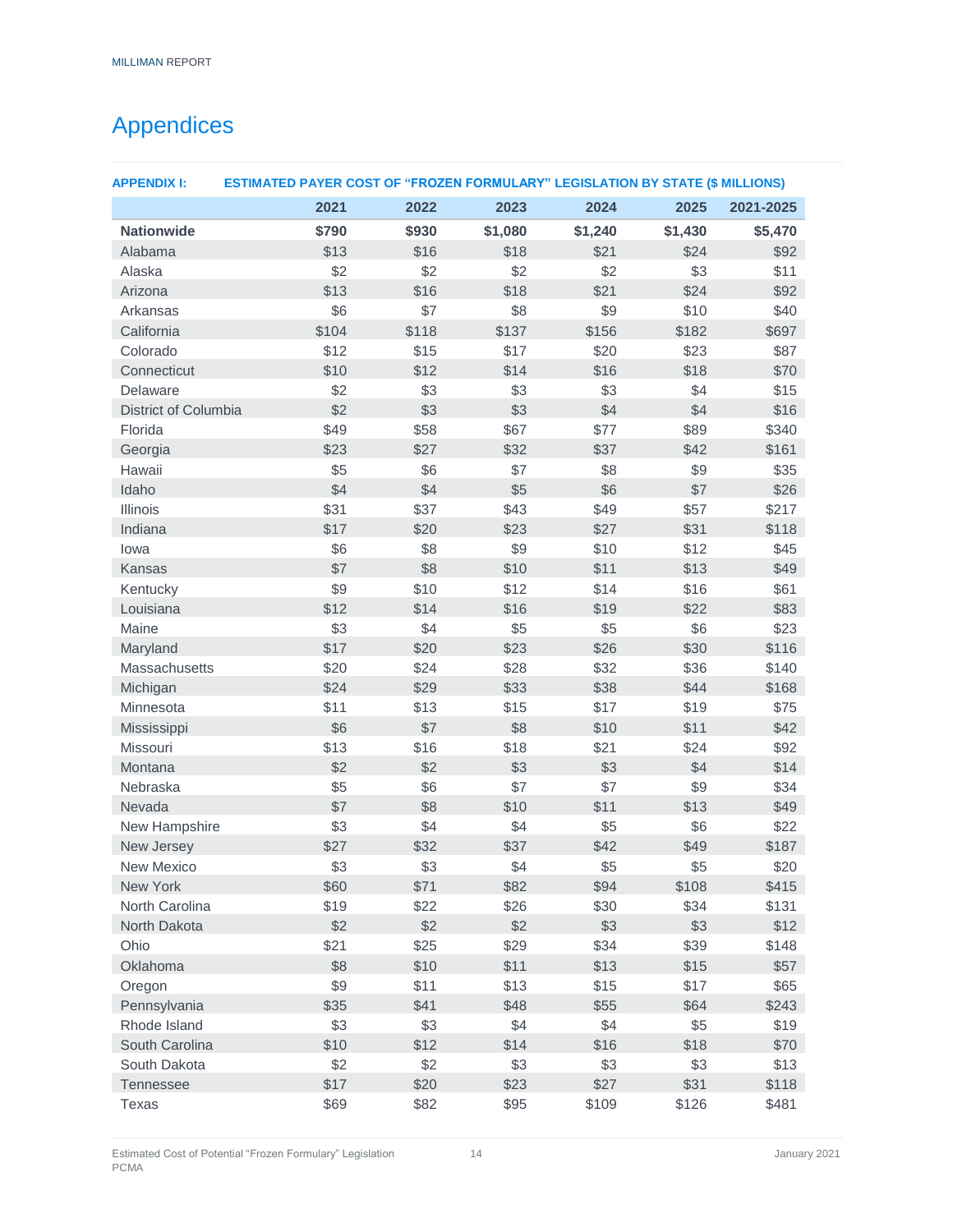# Appendices

**APPENDIX I: ESTIMATED PAYER COST OF "FROZEN FORMULARY" LEGISLATION BY STATE ($ MILLIONS)**

| | 2021 | 2022 | 2023 | 2024 | 2025 | 2021-2025 |
|---|---|---|---|---|---|---|
| **Nationwide** | **$790** | **$930** | **$1,080** | **$1,240** | **$1,430** | **$5,470** |
| Alabama | $13 | $16 | $18 | $21 | $24 | $92 |
| Alaska | $2 | $2 | $2 | $2 | $3 | $11 |
| Arizona | $13 | $16 | $18 | $21 | $24 | $92 |
| Arkansas | $6 | $7 | $8 | $9 | $10 | $40 |
| California | $104 | $118 | $137 | $156 | $182 | $697 |
| Colorado | $12 | $15 | $17 | $20 | $23 | $87 |
| Connecticut | $10 | $12 | $14 | $16 | $18 | $70 |
| Delaware | $2 | $3 | $3 | $3 | $4 | $15 |
| District of Columbia | $2 | $3 | $3 | $4 | $4 | $16 |
| Florida | $49 | $58 | $67 | $77 | $89 | $340 |
| Georgia | $23 | $27 | $32 | $37 | $42 | $161 |
| Hawaii | $5 | $6 | $7 | $8 | $9 | $35 |
| Idaho | $4 | $4 | $5 | $6 | $7 | $26 |
| Illinois | $31 | $37 | $43 | $49 | $57 | $217 |
| Indiana | $17 | $20 | $23 | $27 | $31 | $118 |
| Iowa | $6 | $8 | $9 | $10 | $12 | $45 |
| Kansas | $7 | $8 | $10 | $11 | $13 | $49 |
| Kentucky | $9 | $10 | $12 | $14 | $16 | $61 |
| Louisiana | $12 | $14 | $16 | $19 | $22 | $83 |
| Maine | $3 | $4 | $5 | $5 | $6 | $23 |
| Maryland | $17 | $20 | $23 | $26 | $30 | $116 |
| Massachusetts | $20 | $24 | $28 | $32 | $36 | $140 |
| Michigan | $24 | $29 | $33 | $38 | $44 | $168 |
| Minnesota | $11 | $13 | $15 | $17 | $19 | $75 |
| Mississippi | $6 | $7 | $8 | $10 | $11 | $42 |
| Missouri | $13 | $16 | $18 | $21 | $24 | $92 |
| Montana | $2 | $2 | $3 | $3 | $4 | $14 |
| Nebraska | $5 | $6 | $7 | $7 | $9 | $34 |
| Nevada | $7 | $8 | $10 | $11 | $13 | $49 |
| New Hampshire | $3 | $4 | $4 | $5 | $6 | $22 |
| New Jersey | $27 | $32 | $37 | $42 | $49 | $187 |
| New Mexico | $3 | $3 | $4 | $5 | $5 | $20 |
| New York | $60 | $71 | $82 | $94 | $108 | $415 |
| North Carolina | $19 | $22 | $26 | $30 | $34 | $131 |
| North Dakota | $2 | $2 | $2 | $3 | $3 | $12 |
| Ohio | $21 | $25 | $29 | $34 | $39 | $148 |
| Oklahoma | $8 | $10 | $11 | $13 | $15 | $57 |
| Oregon | $9 | $11 | $13 | $15 | $17 | $65 |
| Pennsylvania | $35 | $41 | $48 | $55 | $64 | $243 |
| Rhode Island | $3 | $3 | $4 | $4 | $5 | $19 |
| South Carolina | $10 | $12 | $14 | $16 | $18 | $70 |
| South Dakota | $2 | $2 | $3 | $3 | $3 | $13 |
| Tennessee | $17 | $20 | $23 | $27 | $31 | $118 |
| Texas | $69 | $82 | $95 | $109 | $126 | $481 |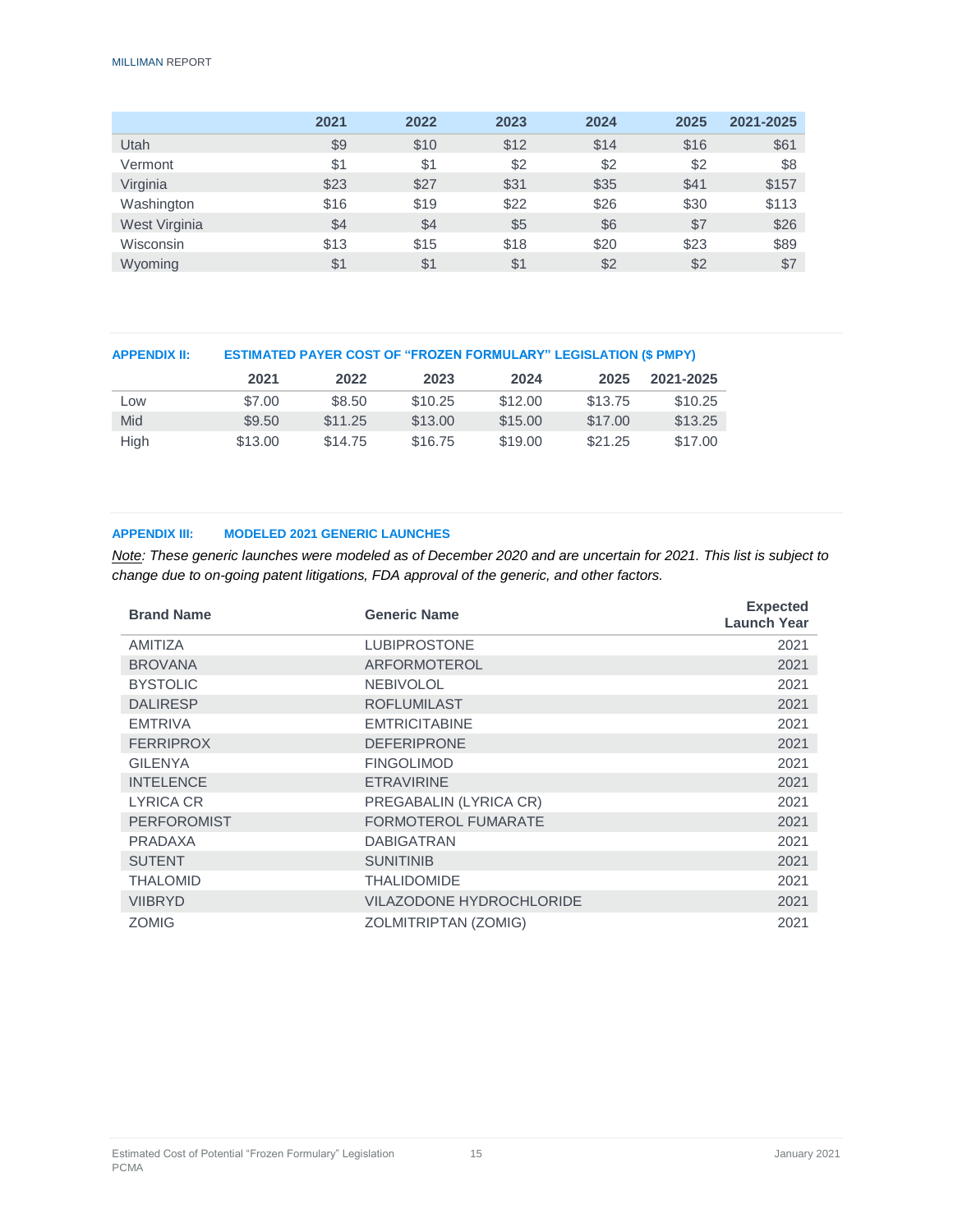| | 2021 | 2022 | 2023 | 2024 | 2025 | 2021-2025 |
|---|---|---|---|---|---|---|
| Utah | $9 | $10 | $12 | $14 | $16 | $61 |
| Vermont | $1 | $1 | $2 | $2 | $2 | $8 |
| Virginia | $23 | $27 | $31 | $35 | $41 | $157 |
| Washington | $16 | $19 | $22 | $26 | $30 | $113 |
| West Virginia | $4 | $4 | $5 | $6 | $7 | $26 |
| Wisconsin | $13 | $15 | $18 | $20 | $23 | $89 |
| Wyoming | $1 | $1 | $1 | $2 | $2 | $7 |

## APPENDIX II: ESTIMATED PAYER COST OF "FROZEN FORMULARY" LEGISLATION ($ PMPY)

| | 2021 | 2022 | 2023 | 2024 | 2025 | 2021-2025 |
|---|---|---|---|---|---|---|
| Low | $7.00 | $8.50 | $10.25 | $12.00 | $13.75 | $10.25 |
| Mid | $9.50 | $11.25 | $13.00 | $15.00 | $17.00 | $13.25 |
| High | $13.00 | $14.75 | $16.75 | $19.00 | $21.25 | $17.00 |

## APPENDIX III: MODELED 2021 GENERIC LAUNCHES

*Note: These generic launches were modeled as of December 2020 and are uncertain for 2021. This list is subject to change due to on-going patent litigations, FDA approval of the generic, and other factors.*

| Brand Name | Generic Name | Expected Launch Year |
|---|---|---|
| AMITIZA | LUBIPROSTONE | 2021 |
| BROVANA | ARFORMOTEROL | 2021 |
| BYSTOLIC | NEBIVOLOL | 2021 |
| DALIRESP | ROFLUMILAST | 2021 |
| EMTRIVA | EMTRICITABINE | 2021 |
| FERRIPROX | DEFERIPRONE | 2021 |
| GILENYA | FINGOLIMOD | 2021 |
| INTELENCE | ETRAVIRINE | 2021 |
| LYRICA CR | PREGABALIN (LYRICA CR) | 2021 |
| PERFOROMIST | FORMOTEROL FUMARATE | 2021 |
| PRADAXA | DABIGATRAN | 2021 |
| SUTENT | SUNITINIB | 2021 |
| THALOMID | THALIDOMIDE | 2021 |
| VIIBRYD | VILAZODONE HYDROCHLORIDE | 2021 |
| ZOMIG | ZOLMITRIPTAN (ZOMIG) | 2021 |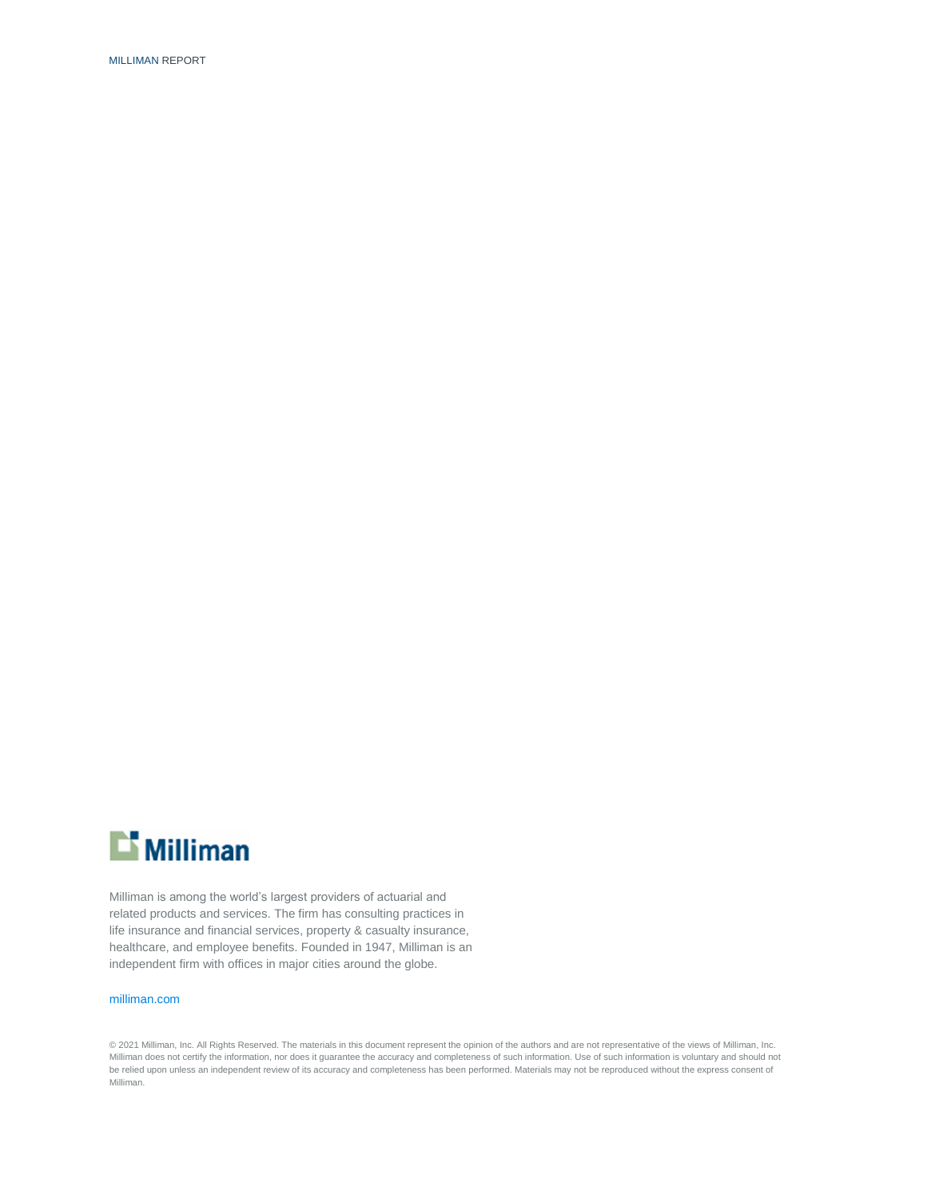Milliman

Milliman is among the world's largest providers of actuarial and related products and services. The firm has consulting practices in life insurance and financial services, property & casualty insurance, healthcare, and employee benefits. Founded in 1947, Milliman is an independent firm with offices in major cities around the globe.

milliman.com

© 2021 Milliman, Inc. All Rights Reserved. The materials in this document represent the opinion of the authors and are not representative of the views of Milliman, Inc. Milliman does not certify the information, nor does it guarantee the accuracy and completeness of such information. Use of such information is voluntary and should not be relied upon unless an independent review of its accuracy and completeness has been performed. Materials may not be reproduced without the express consent of Milliman.